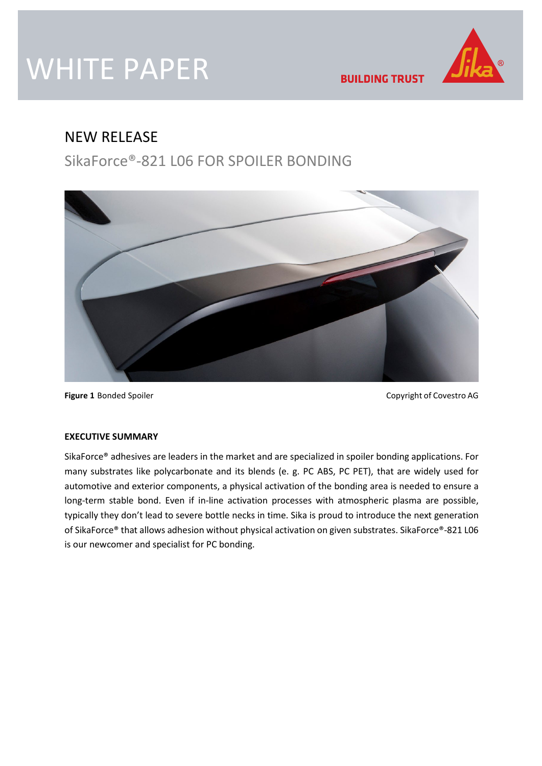# WHITE PAPER

BUILDING TRUST

## NEW RELEASE

## SikaForce®-821 L06 FOR SPOILER BONDING

**Figure 1** Bonded Spoiler

Copyright of Covestro AG

**EXECUTIVE SUMMARY**

SikaForce® adhesives are leaders in the market and are specialized in spoiler bonding applications. For many substrates like polycarbonate and its blends (e. g. PC ABS, PC PET), that are widely used for automotive and exterior components, a physical activation of the bonding area is needed to ensure a long-term stable bond. Even if in-line activation processes with atmospheric plasma are possible, typically they don't lead to severe bottle necks in time. Sika is proud to introduce the next generation of SikaForce® that allows adhesion without physical activation on given substrates. SikaForce®-821 L06 is our newcomer and specialist for PC bonding.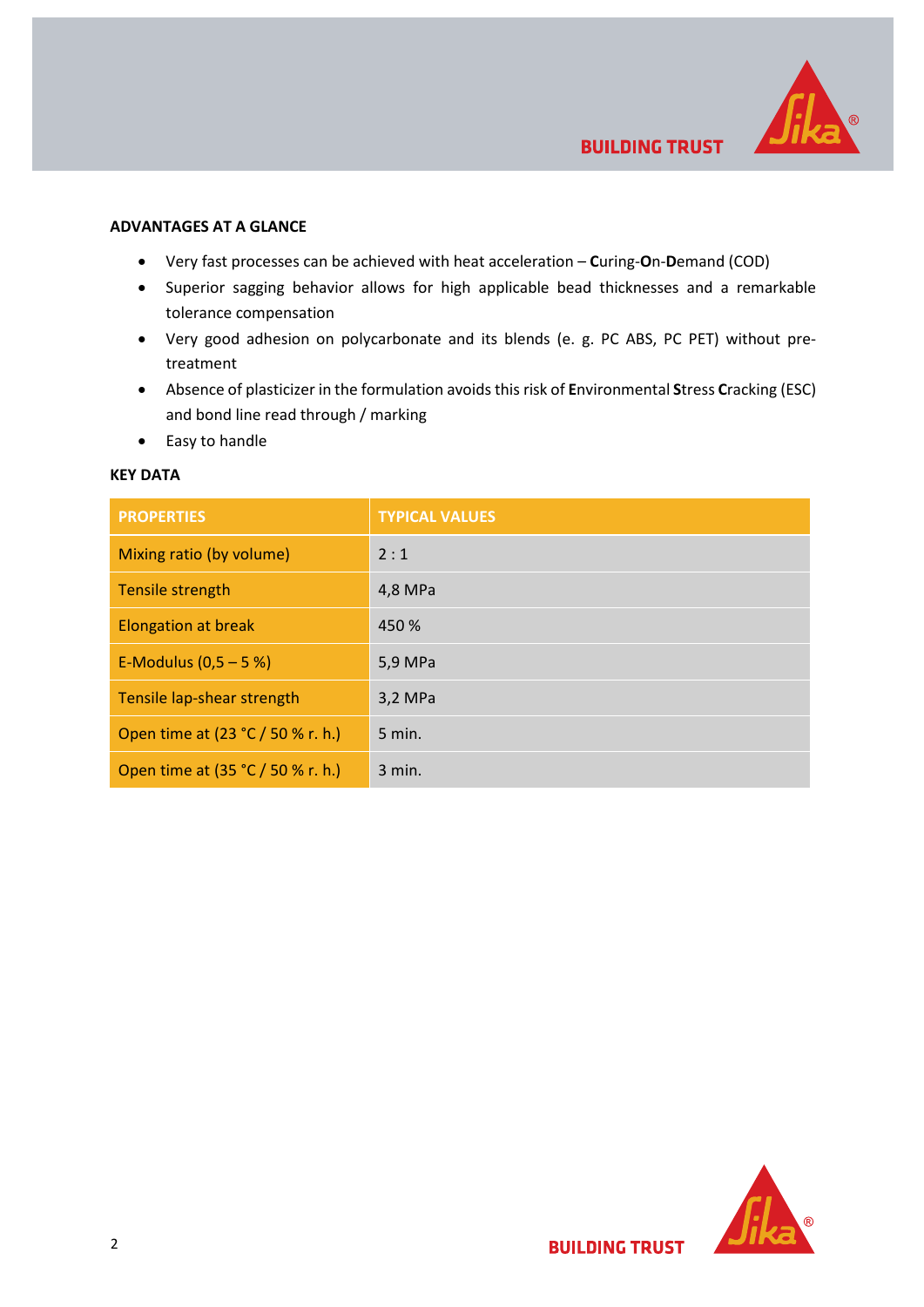## ADVANTAGES AT A GLANCE

- Very fast processes can be achieved with heat acceleration – **C**uring-**O**n-**D**emand (COD)
- Superior sagging behavior allows for high applicable bead thicknesses and a remarkable tolerance compensation
- Very good adhesion on polycarbonate and its blends (e. g. PC ABS, PC PET) without pre-treatment
- Absence of plasticizer in the formulation avoids this risk of **E**nvironmental **S**tress **C**racking (ESC) and bond line read through / marking
- Easy to handle

## KEY DATA

| PROPERTIES | TYPICAL VALUES |
|---|---|
| Mixing ratio (by volume) | 2 : 1 |
| Tensile strength | 4,8 MPa |
| Elongation at break | 450 % |
| E-Modulus (0,5 – 5 %) | 5,9 MPa |
| Tensile lap-shear strength | 3,2 MPa |
| Open time at (23 °C / 50 % r. h.) | 5 min. |
| Open time at (35 °C / 50 % r. h.) | 3 min. |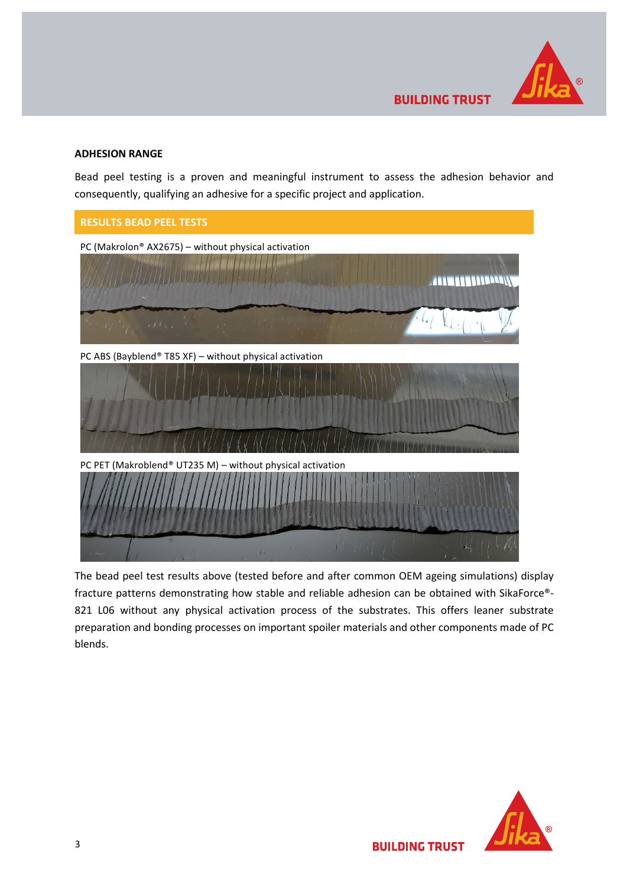## ADHESION RANGE

Bead peel testing is a proven and meaningful instrument to assess the adhesion behavior and consequently, qualifying an adhesive for a specific project and application.

### RESULTS BEAD PEEL TESTS

PC (Makrolon® AX2675) – without physical activation

PC ABS (Bayblend® T85 XF) – without physical activation

PC PET (Makroblend® UT235 M) – without physical activation

The bead peel test results above (tested before and after common OEM ageing simulations) display fracture patterns demonstrating how stable and reliable adhesion can be obtained with SikaForce®-821 L06 without any physical activation process of the substrates. This offers leaner substrate preparation and bonding processes on important spoiler materials and other components made of PC blends.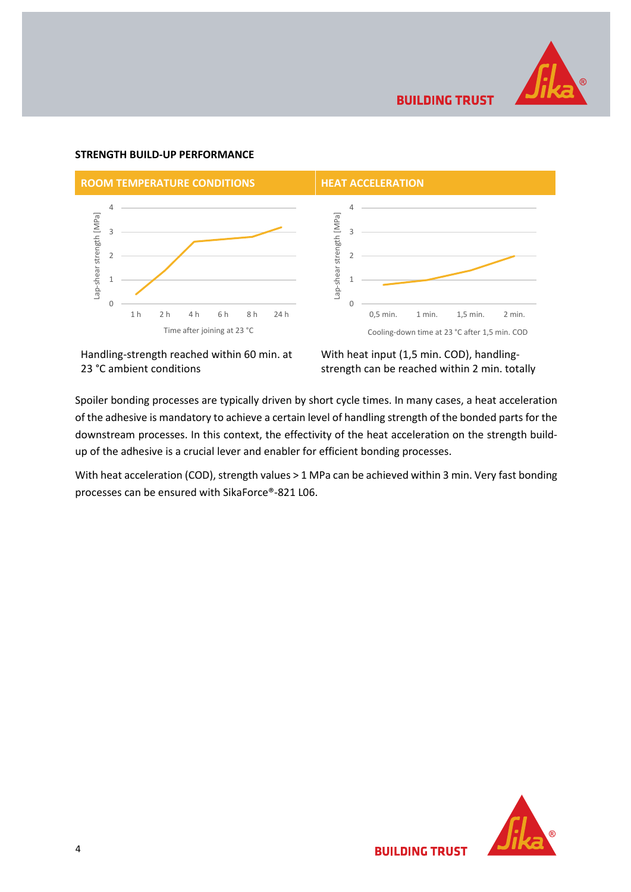## STRENGTH BUILD-UP PERFORMANCE

| ROOM TEMPERATURE CONDITIONS | HEAT ACCELERATION |
|---|---|
| Handling-strength reached within 60 min. at 23 °C ambient conditions | With heat input (1,5 min. COD), handling-strength can be reached within 2 min. totally |

Spoiler bonding processes are typically driven by short cycle times. In many cases, a heat acceleration of the adhesive is mandatory to achieve a certain level of handling strength of the bonded parts for the downstream processes. In this context, the effectivity of the heat acceleration on the strength build-up of the adhesive is a crucial lever and enabler for efficient bonding processes.

With heat acceleration (COD), strength values > 1 MPa can be achieved within 3 min. Very fast bonding processes can be ensured with SikaForce®-821 L06.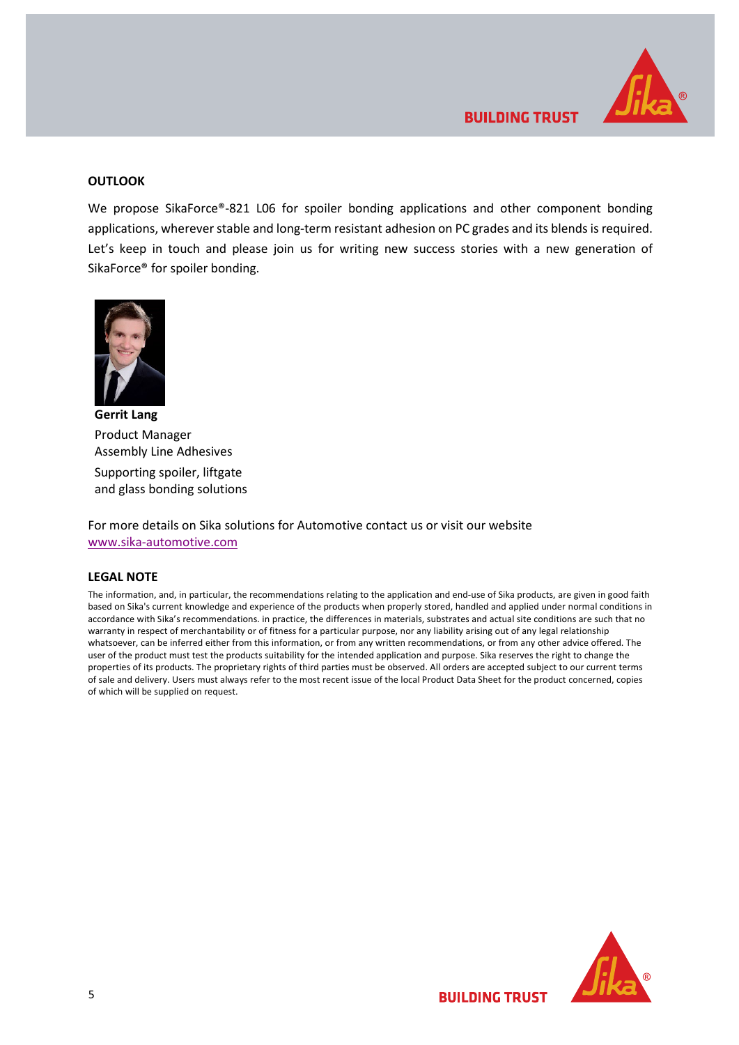## OUTLOOK

We propose SikaForce®-821 L06 for spoiler bonding applications and other component bonding applications, wherever stable and long-term resistant adhesion on PC grades and its blends is required. Let's keep in touch and please join us for writing new success stories with a new generation of SikaForce® for spoiler bonding.

**Gerrit Lang**
Product Manager
Assembly Line Adhesives

Supporting spoiler, liftgate
and glass bonding solutions

For more details on Sika solutions for Automotive contact us or visit our website
www.sika-automotive.com

## LEGAL NOTE

The information, and, in particular, the recommendations relating to the application and end-use of Sika products, are given in good faith based on Sika's current knowledge and experience of the products when properly stored, handled and applied under normal conditions in accordance with Sika's recommendations. in practice, the differences in materials, substrates and actual site conditions are such that no warranty in respect of merchantability or of fitness for a particular purpose, nor any liability arising out of any legal relationship whatsoever, can be inferred either from this information, or from any written recommendations, or from any other advice offered. The user of the product must test the products suitability for the intended application and purpose. Sika reserves the right to change the properties of its products. The proprietary rights of third parties must be observed. All orders are accepted subject to our current terms of sale and delivery. Users must always refer to the most recent issue of the local Product Data Sheet for the product concerned, copies of which will be supplied on request.